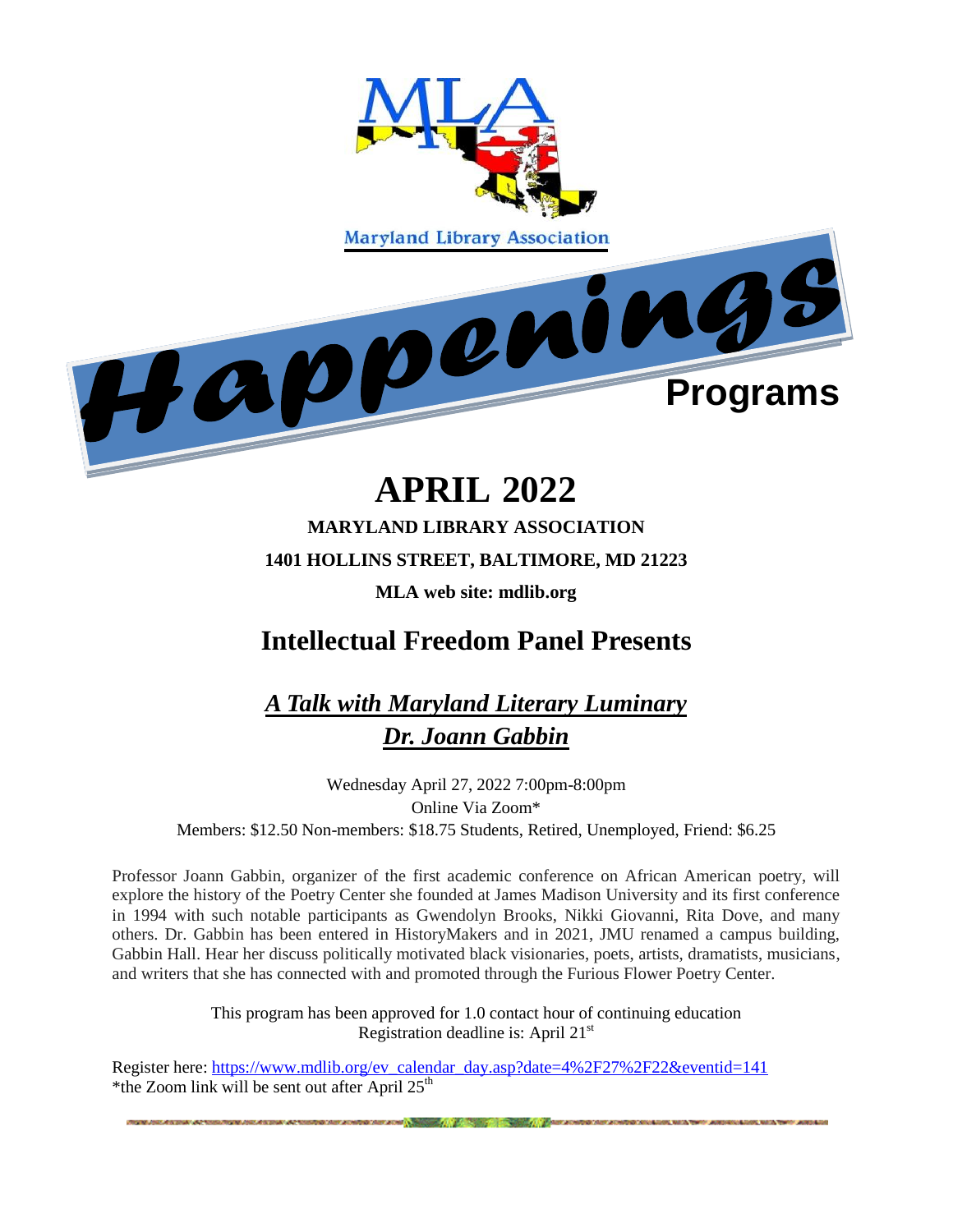MLA

Maryland Library Association

Happenings

**Programs**

# APRIL 2022

**MARYLAND LIBRARY ASSOCIATION**

**1401 HOLLINS STREET, BALTIMORE, MD 21223**

**MLA web site: mdlib.org**

## Intellectual Freedom Panel Presents

### ***A Talk with Maryland Literary Luminary***
### ***Dr. Joann Gabbin***

Wednesday April 27, 2022 7:00pm-8:00pm
Online Via Zoom*
Members: $12.50 Non-members: $18.75 Students, Retired, Unemployed, Friend: $6.25

Professor Joann Gabbin, organizer of the first academic conference on African American poetry, will explore the history of the Poetry Center she founded at James Madison University and its first conference in 1994 with such notable participants as Gwendolyn Brooks, Nikki Giovanni, Rita Dove, and many others. Dr. Gabbin has been entered in HistoryMakers and in 2021, JMU renamed a campus building, Gabbin Hall. Hear her discuss politically motivated black visionaries, poets, artists, dramatists, musicians, and writers that she has connected with and promoted through the Furious Flower Poetry Center.

This program has been approved for 1.0 contact hour of continuing education
Registration deadline is: April 21st

Register here: https://www.mdlib.org/ev_calendar_day.asp?date=4%2F27%2F22&eventid=141
*the Zoom link will be sent out after April 25th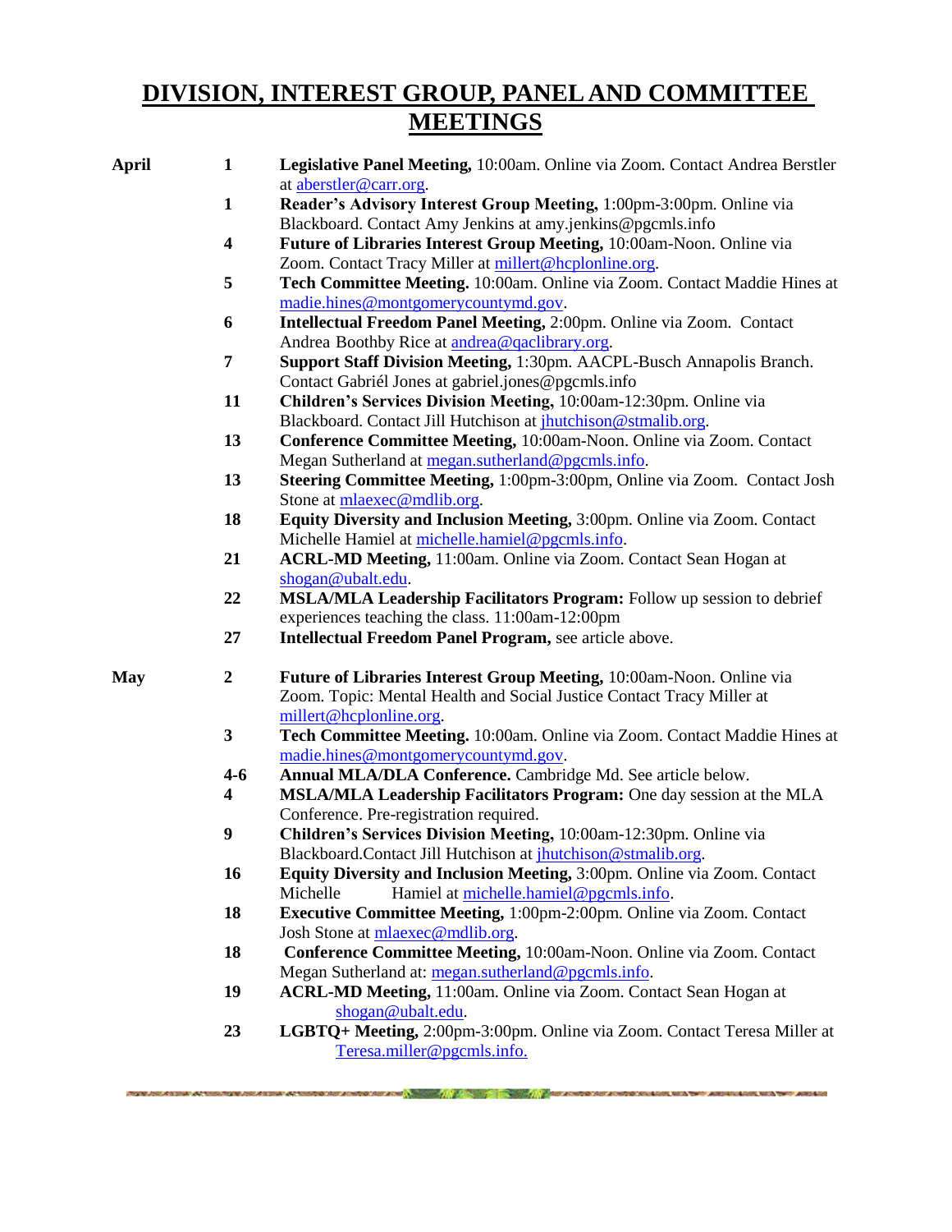# DIVISION, INTEREST GROUP, PANEL AND COMMITTEE MEETINGS

| Month | Date | Event |
|---|---|---|
| **April** | **1** | **Legislative Panel Meeting,** 10:00am. Online via Zoom. Contact Andrea Berstler at aberstler@carr.org. |
| | **1** | **Reader's Advisory Interest Group Meeting,** 1:00pm-3:00pm. Online via Blackboard. Contact Amy Jenkins at amy.jenkins@pgcmls.info |
| | **4** | **Future of Libraries Interest Group Meeting,** 10:00am-Noon. Online via Zoom. Contact Tracy Miller at millert@hcplonline.org. |
| | **5** | **Tech Committee Meeting.** 10:00am. Online via Zoom. Contact Maddie Hines at madie.hines@montgomerycountymd.gov. |
| | **6** | **Intellectual Freedom Panel Meeting,** 2:00pm. Online via Zoom. Contact Andrea Boothby Rice at andrea@qaclibrary.org. |
| | **7** | **Support Staff Division Meeting,** 1:30pm. AACPL-Busch Annapolis Branch. Contact Gabriél Jones at gabriel.jones@pgcmls.info |
| | **11** | **Children's Services Division Meeting,** 10:00am-12:30pm. Online via Blackboard. Contact Jill Hutchison at jhutchison@stmalib.org. |
| | **13** | **Conference Committee Meeting,** 10:00am-Noon. Online via Zoom. Contact Megan Sutherland at megan.sutherland@pgcmls.info. |
| | **13** | **Steering Committee Meeting,** 1:00pm-3:00pm, Online via Zoom. Contact Josh Stone at mlaexec@mdlib.org. |
| | **18** | **Equity Diversity and Inclusion Meeting,** 3:00pm. Online via Zoom. Contact Michelle Hamiel at michelle.hamiel@pgcmls.info. |
| | **21** | **ACRL-MD Meeting,** 11:00am. Online via Zoom. Contact Sean Hogan at shogan@ubalt.edu. |
| | **22** | **MSLA/MLA Leadership Facilitators Program:** Follow up session to debrief experiences teaching the class. 11:00am-12:00pm |
| | **27** | **Intellectual Freedom Panel Program,** see article above. |
| **May** | **2** | **Future of Libraries Interest Group Meeting,** 10:00am-Noon. Online via Zoom. Topic: Mental Health and Social Justice Contact Tracy Miller at millert@hcplonline.org. |
| | **3** | **Tech Committee Meeting.** 10:00am. Online via Zoom. Contact Maddie Hines at madie.hines@montgomerycountymd.gov. |
| | **4-6** | **Annual MLA/DLA Conference.** Cambridge Md. See article below. |
| | **4** | **MSLA/MLA Leadership Facilitators Program:** One day session at the MLA Conference. Pre-registration required. |
| | **9** | **Children's Services Division Meeting,** 10:00am-12:30pm. Online via Blackboard.Contact Jill Hutchison at jhutchison@stmalib.org. |
| | **16** | **Equity Diversity and Inclusion Meeting,** 3:00pm. Online via Zoom. Contact Michelle Hamiel at michelle.hamiel@pgcmls.info. |
| | **18** | **Executive Committee Meeting,** 1:00pm-2:00pm. Online via Zoom. Contact Josh Stone at mlaexec@mdlib.org. |
| | **18** | **Conference Committee Meeting,** 10:00am-Noon. Online via Zoom. Contact Megan Sutherland at: megan.sutherland@pgcmls.info. |
| | **19** | **ACRL-MD Meeting,** 11:00am. Online via Zoom. Contact Sean Hogan at shogan@ubalt.edu. |
| | **23** | **LGBTQ+ Meeting,** 2:00pm-3:00pm. Online via Zoom. Contact Teresa Miller at Teresa.miller@pgcmls.info. |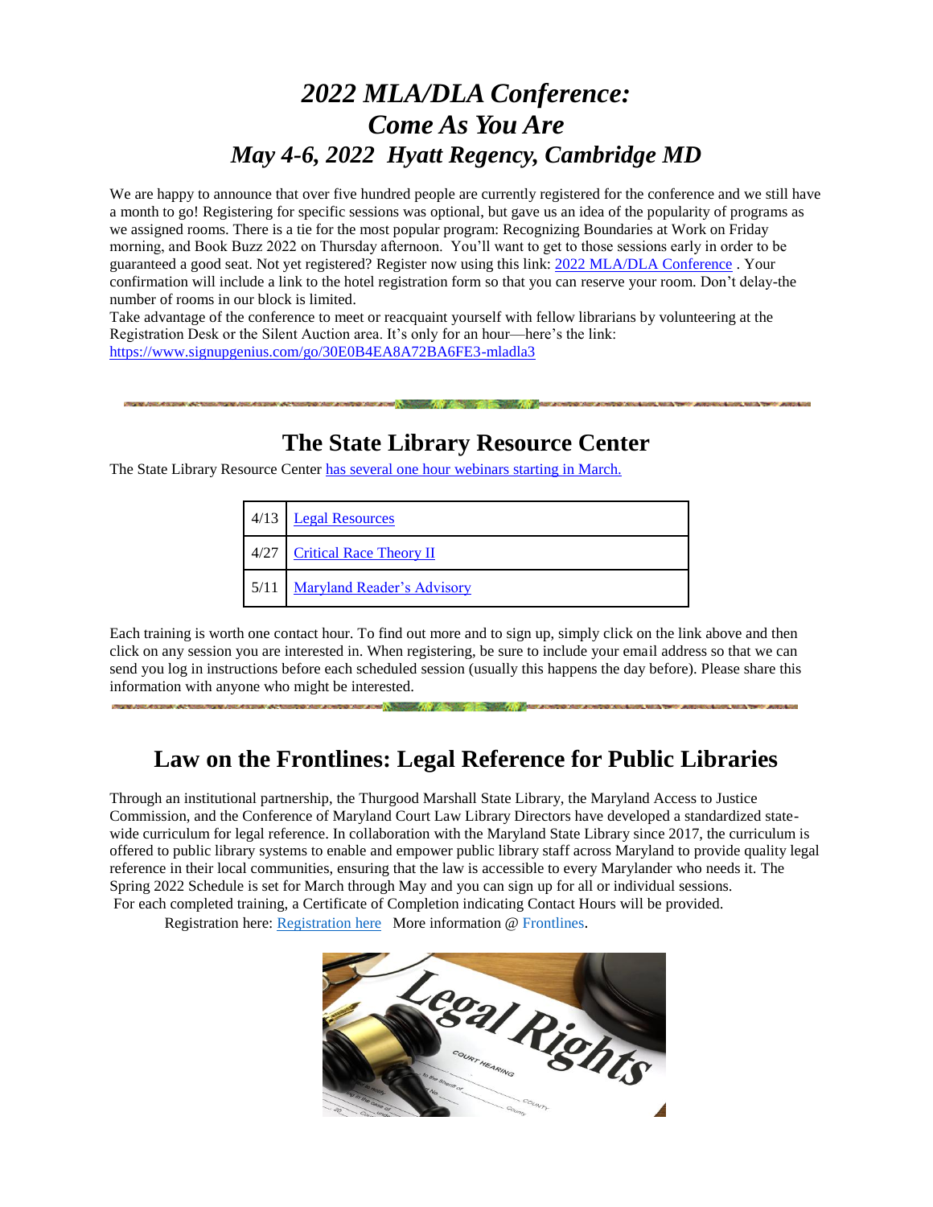# *2022 MLA/DLA Conference: Come As You Are May 4-6, 2022 Hyatt Regency, Cambridge MD*

We are happy to announce that over five hundred people are currently registered for the conference and we still have a month to go! Registering for specific sessions was optional, but gave us an idea of the popularity of programs as we assigned rooms. There is a tie for the most popular program: Recognizing Boundaries at Work on Friday morning, and Book Buzz 2022 on Thursday afternoon. You'll want to get to those sessions early in order to be guaranteed a good seat. Not yet registered? Register now using this link: 2022 MLA/DLA Conference . Your confirmation will include a link to the hotel registration form so that you can reserve your room. Don't delay-the number of rooms in our block is limited.

Take advantage of the conference to meet or reacquaint yourself with fellow librarians by volunteering at the Registration Desk or the Silent Auction area. It's only for an hour—here's the link: https://www.signupgenius.com/go/30E0B4EA8A72BA6FE3-mladla3

## The State Library Resource Center

The State Library Resource Center has several one hour webinars starting in March.

| | |
|---|---|
| 4/13 | Legal Resources |
| 4/27 | Critical Race Theory II |
| 5/11 | Maryland Reader's Advisory |

Each training is worth one contact hour. To find out more and to sign up, simply click on the link above and then click on any session you are interested in. When registering, be sure to include your email address so that we can send you log in instructions before each scheduled session (usually this happens the day before). Please share this information with anyone who might be interested.

## Law on the Frontlines: Legal Reference for Public Libraries

Through an institutional partnership, the Thurgood Marshall State Library, the Maryland Access to Justice Commission, and the Conference of Maryland Court Law Library Directors have developed a standardized state-wide curriculum for legal reference. In collaboration with the Maryland State Library since 2017, the curriculum is offered to public library systems to enable and empower public library staff across Maryland to provide quality legal reference in their local communities, ensuring that the law is accessible to every Marylander who needs it. The Spring 2022 Schedule is set for March through May and you can sign up for all or individual sessions. For each completed training, a Certificate of Completion indicating Contact Hours will be provided.

Registration here: Registration here More information @ Frontlines.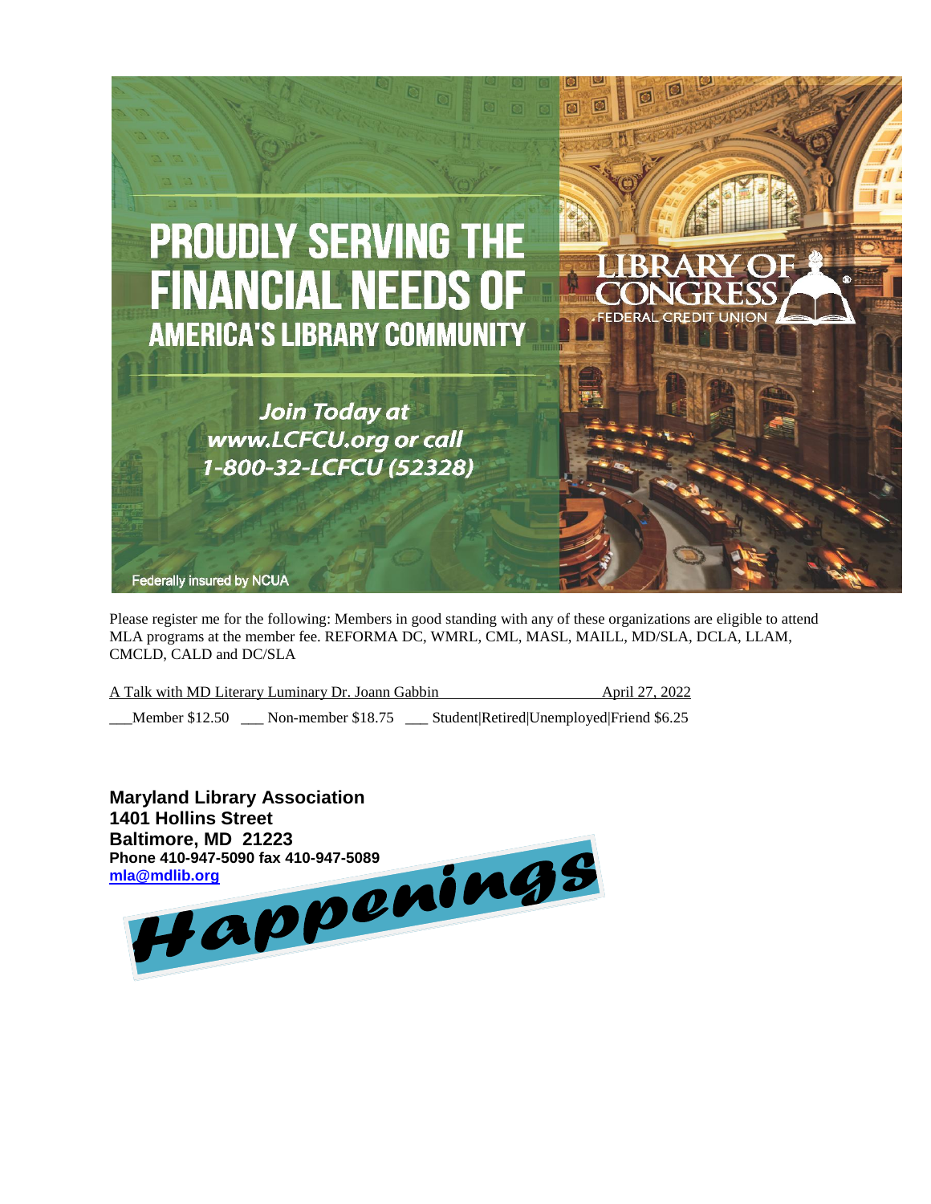PROUDLY SERVING THE FINANCIAL NEEDS OF AMERICA'S LIBRARY COMMUNITY

LIBRARY OF CONGRESS FEDERAL CREDIT UNION

*Join Today at www.LCFCU.org or call 1-800-32-LCFCU (52328)*

Federally insured by NCUA

Please register me for the following: Members in good standing with any of these organizations are eligible to attend MLA programs at the member fee. REFORMA DC, WMRL, CML, MASL, MAILL, MD/SLA, DCLA, LLAM, CMCLD, CALD and DC/SLA

A Talk with MD Literary Luminary Dr. Joann Gabbin April 27, 2022

___Member $12.50 ___ Non-member $18.75 ___ Student|Retired|Unemployed|Friend $6.25

**Maryland Library Association**
**1401 Hollins Street**
**Baltimore, MD 21223**
**Phone 410-947-5090 fax 410-947-5089**
**mla@mdlib.org**

*Happenings*